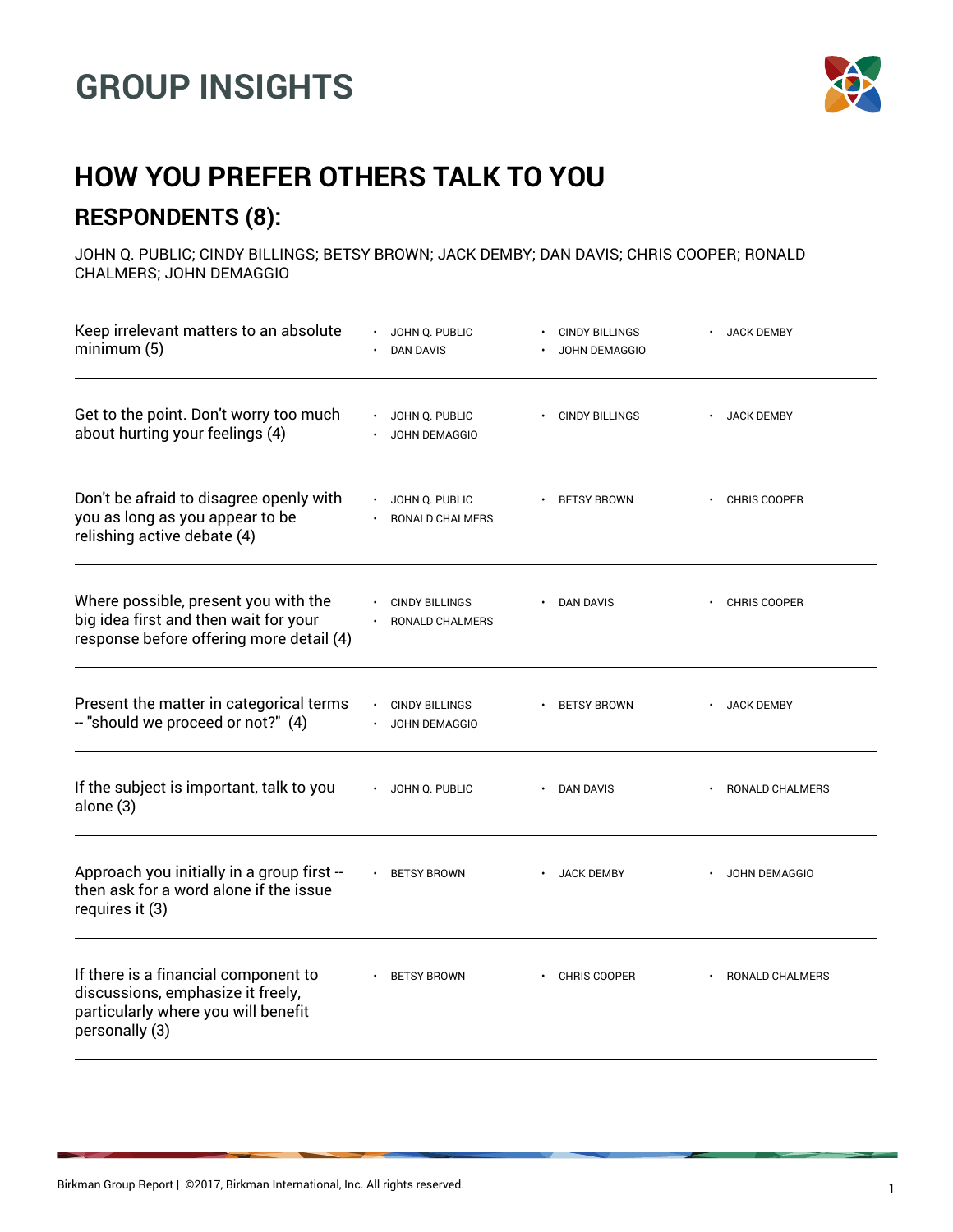# GROUP INSIGHTS

## HOW YOU PREFER OTHERS TALK TO YOU

### RESPONDENTS (8):

JOHN Q. PUBLIC; CINDY BILLINGS; BETSY BROWN; JACK DEMBY; DAN DAVIS; CHRIS COOPER; RONALD CHALMERS; JOHN DEMAGGIO

| Preference | Respondents |
|---|---|
| Keep irrelevant matters to an absolute minimum (5) | • JOHN Q. PUBLIC • CINDY BILLINGS • JACK DEMBY • DAN DAVIS • JOHN DEMAGGIO |
| Get to the point. Don't worry too much about hurting your feelings (4) | • JOHN Q. PUBLIC • CINDY BILLINGS • JACK DEMBY • JOHN DEMAGGIO |
| Don't be afraid to disagree openly with you as long as you appear to be relishing active debate (4) | • JOHN Q. PUBLIC • BETSY BROWN • CHRIS COOPER • RONALD CHALMERS |
| Where possible, present you with the big idea first and then wait for your response before offering more detail (4) | • CINDY BILLINGS • DAN DAVIS • CHRIS COOPER • RONALD CHALMERS |
| Present the matter in categorical terms -- "should we proceed or not?" (4) | • CINDY BILLINGS • BETSY BROWN • JACK DEMBY • JOHN DEMAGGIO |
| If the subject is important, talk to you alone (3) | • JOHN Q. PUBLIC • DAN DAVIS • RONALD CHALMERS |
| Approach you initially in a group first -- then ask for a word alone if the issue requires it (3) | • BETSY BROWN • JACK DEMBY • JOHN DEMAGGIO |
| If there is a financial component to discussions, emphasize it freely, particularly where you will benefit personally (3) | • BETSY BROWN • CHRIS COOPER • RONALD CHALMERS |

Birkman Group Report | ©2017, Birkman International, Inc. All rights reserved.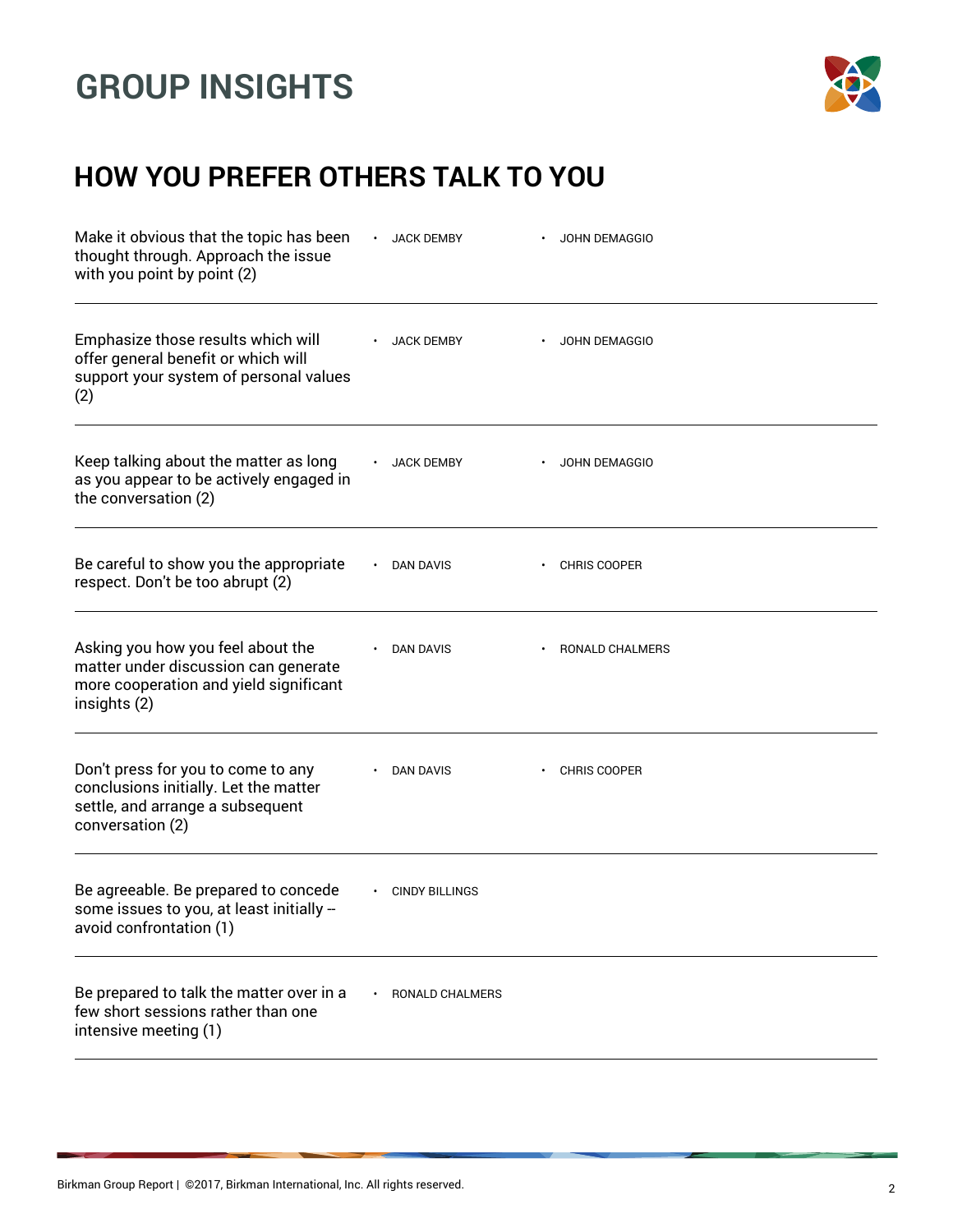# GROUP INSIGHTS

## HOW YOU PREFER OTHERS TALK TO YOU

| | | |
|---|---|---|
| Make it obvious that the topic has been thought through. Approach the issue with you point by point (2) | • JACK DEMBY | • JOHN DEMAGGIO |
| Emphasize those results which will offer general benefit or which will support your system of personal values (2) | • JACK DEMBY | • JOHN DEMAGGIO |
| Keep talking about the matter as long as you appear to be actively engaged in the conversation (2) | • JACK DEMBY | • JOHN DEMAGGIO |
| Be careful to show you the appropriate respect. Don't be too abrupt (2) | • DAN DAVIS | • CHRIS COOPER |
| Asking you how you feel about the matter under discussion can generate more cooperation and yield significant insights (2) | • DAN DAVIS | • RONALD CHALMERS |
| Don't press for you to come to any conclusions initially. Let the matter settle, and arrange a subsequent conversation (2) | • DAN DAVIS | • CHRIS COOPER |
| Be agreeable. Be prepared to concede some issues to you, at least initially -- avoid confrontation (1) | • CINDY BILLINGS | |
| Be prepared to talk the matter over in a few short sessions rather than one intensive meeting (1) | • RONALD CHALMERS | |

Birkman Group Report | ©2017, Birkman International, Inc. All rights reserved.